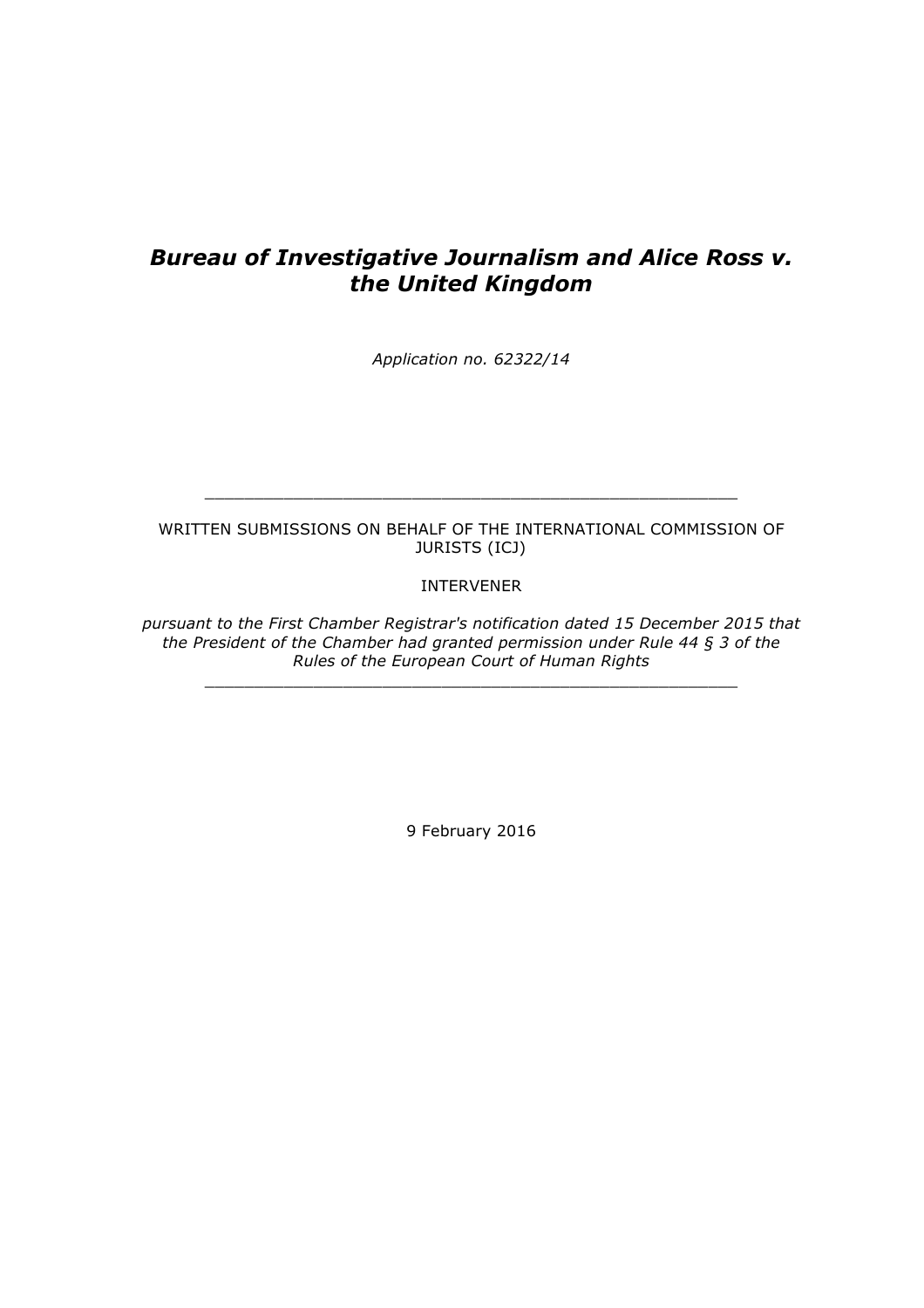# *Bureau of Investigative Journalism and Alice Ross v. the United Kingdom*

*Application no. 62322/14*

---

WRITTEN SUBMISSIONS ON BEHALF OF THE INTERNATIONAL COMMISSION OF JURISTS (ICJ)

INTERVENER

*pursuant to the First Chamber Registrar's notification dated 15 December 2015 that the President of the Chamber had granted permission under Rule 44 § 3 of the Rules of the European Court of Human Rights*

---

9 February 2016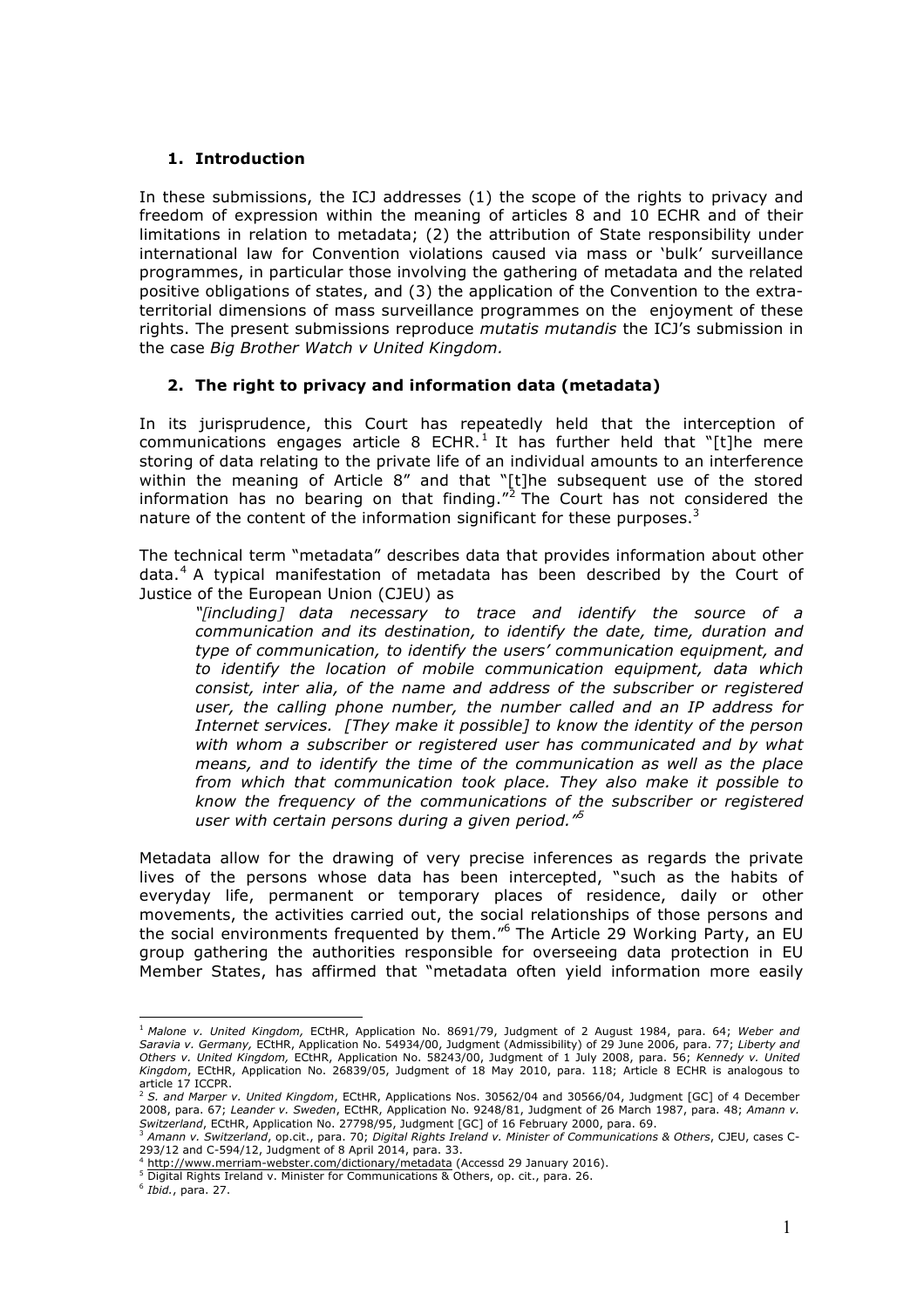## 1. Introduction

In these submissions, the ICJ addresses (1) the scope of the rights to privacy and freedom of expression within the meaning of articles 8 and 10 ECHR and of their limitations in relation to metadata; (2) the attribution of State responsibility under international law for Convention violations caused via mass or 'bulk' surveillance programmes, in particular those involving the gathering of metadata and the related positive obligations of states, and (3) the application of the Convention to the extra-territorial dimensions of mass surveillance programmes on the enjoyment of these rights. The present submissions reproduce *mutatis mutandis* the ICJ's submission in the case *Big Brother Watch v United Kingdom*.

## 2. The right to privacy and information data (metadata)

In its jurisprudence, this Court has repeatedly held that the interception of communications engages article 8 ECHR.[1] It has further held that "[t]he mere storing of data relating to the private life of an individual amounts to an interference within the meaning of Article 8" and that "[t]he subsequent use of the stored information has no bearing on that finding."[2] The Court has not considered the nature of the content of the information significant for these purposes.[3]

The technical term "metadata" describes data that provides information about other data.[4] A typical manifestation of metadata has been described by the Court of Justice of the European Union (CJEU) as

> *"[including] data necessary to trace and identify the source of a communication and its destination, to identify the date, time, duration and type of communication, to identify the users' communication equipment, and to identify the location of mobile communication equipment, data which consist, inter alia, of the name and address of the subscriber or registered user, the calling phone number, the number called and an IP address for Internet services. [They make it possible] to know the identity of the person with whom a subscriber or registered user has communicated and by what means, and to identify the time of the communication as well as the place from which that communication took place. They also make it possible to know the frequency of the communications of the subscriber or registered user with certain persons during a given period."*[5]

Metadata allow for the drawing of very precise inferences as regards the private lives of the persons whose data has been intercepted, "such as the habits of everyday life, permanent or temporary places of residence, daily or other movements, the activities carried out, the social relationships of those persons and the social environments frequented by them."[6] The Article 29 Working Party, an EU group gathering the authorities responsible for overseeing data protection in EU Member States, has affirmed that "metadata often yield information more easily

---

[1] *Malone v. United Kingdom,* ECtHR, Application No. 8691/79, Judgment of 2 August 1984, para. 64; *Weber and Saravia v. Germany,* ECtHR, Application No. 54934/00, Judgment (Admissibility) of 29 June 2006, para. 77; *Liberty and Others v. United Kingdom,* ECtHR, Application No. 58243/00, Judgment of 1 July 2008, para. 56; *Kennedy v. United Kingdom*, ECtHR, Application No. 26839/05, Judgment of 18 May 2010, para. 118; Article 8 ECHR is analogous to article 17 ICCPR.

[2] *S. and Marper v. United Kingdom*, ECtHR, Applications Nos. 30562/04 and 30566/04, Judgment [GC] of 4 December 2008, para. 67; *Leander v. Sweden*, ECtHR, Application No. 9248/81, Judgment of 26 March 1987, para. 48; *Amann v. Switzerland*, ECtHR, Application No. 27798/95, Judgment [GC] of 16 February 2000, para. 69.

[3] *Amann v. Switzerland*, op.cit., para. 70; *Digital Rights Ireland v. Minister of Communications & Others*, CJEU, cases C-293/12 and C-594/12, Judgment of 8 April 2014, para. 33.

[4] http://www.merriam-webster.com/dictionary/metadata (Accessd 29 January 2016).

[5] Digital Rights Ireland v. Minister for Communications & Others, op. cit., para. 26.

[6] *Ibid.*, para. 27.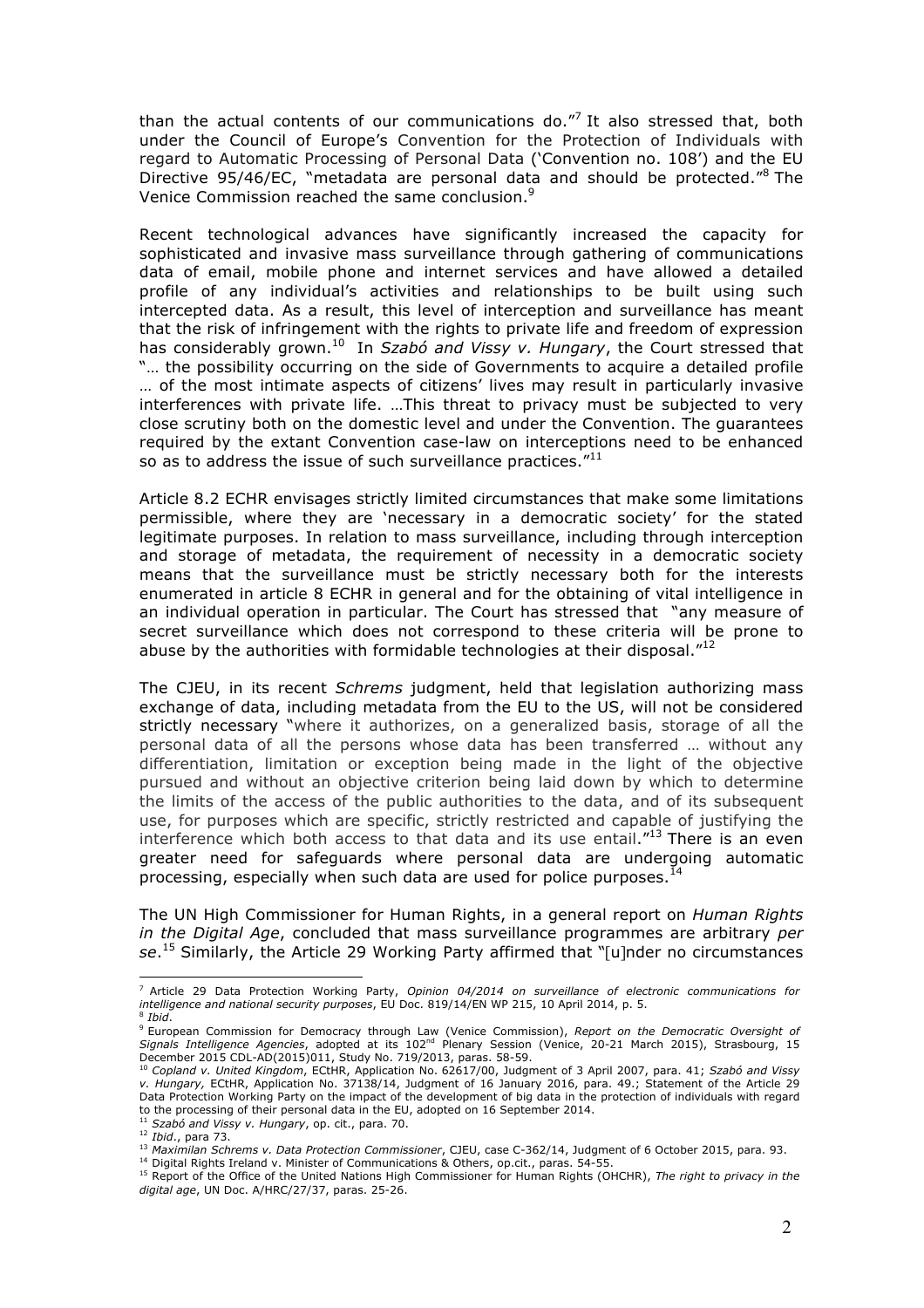than the actual contents of our communications do."[7] It also stressed that, both under the Council of Europe's Convention for the Protection of Individuals with regard to Automatic Processing of Personal Data ('Convention no. 108') and the EU Directive 95/46/EC, "metadata are personal data and should be protected."[8] The Venice Commission reached the same conclusion.[9]

Recent technological advances have significantly increased the capacity for sophisticated and invasive mass surveillance through gathering of communications data of email, mobile phone and internet services and have allowed a detailed profile of any individual's activities and relationships to be built using such intercepted data. As a result, this level of interception and surveillance has meant that the risk of infringement with the rights to private life and freedom of expression has considerably grown.[10] In *Szabó and Vissy v. Hungary*, the Court stressed that "… the possibility occurring on the side of Governments to acquire a detailed profile … of the most intimate aspects of citizens' lives may result in particularly invasive interferences with private life. …This threat to privacy must be subjected to very close scrutiny both on the domestic level and under the Convention. The guarantees required by the extant Convention case-law on interceptions need to be enhanced so as to address the issue of such surveillance practices."[11]

Article 8.2 ECHR envisages strictly limited circumstances that make some limitations permissible, where they are 'necessary in a democratic society' for the stated legitimate purposes. In relation to mass surveillance, including through interception and storage of metadata, the requirement of necessity in a democratic society means that the surveillance must be strictly necessary both for the interests enumerated in article 8 ECHR in general and for the obtaining of vital intelligence in an individual operation in particular. The Court has stressed that "any measure of secret surveillance which does not correspond to these criteria will be prone to abuse by the authorities with formidable technologies at their disposal."[12]

The CJEU, in its recent *Schrems* judgment, held that legislation authorizing mass exchange of data, including metadata from the EU to the US, will not be considered strictly necessary "where it authorizes, on a generalized basis, storage of all the personal data of all the persons whose data has been transferred … without any differentiation, limitation or exception being made in the light of the objective pursued and without an objective criterion being laid down by which to determine the limits of the access of the public authorities to the data, and of its subsequent use, for purposes which are specific, strictly restricted and capable of justifying the interference which both access to that data and its use entail."[13] There is an even greater need for safeguards where personal data are undergoing automatic processing, especially when such data are used for police purposes.[14]

The UN High Commissioner for Human Rights, in a general report on *Human Rights in the Digital Age*, concluded that mass surveillance programmes are arbitrary *per se*.[15] Similarly, the Article 29 Working Party affirmed that "[u]nder no circumstances

---

[7] Article 29 Data Protection Working Party, *Opinion 04/2014 on surveillance of electronic communications for intelligence and national security purposes*, EU Doc. 819/14/EN WP 215, 10 April 2014, p. 5.

[8] *Ibid*.

[9] European Commission for Democracy through Law (Venice Commission), *Report on the Democratic Oversight of Signals Intelligence Agencies*, adopted at its 102nd Plenary Session (Venice, 20-21 March 2015), Strasbourg, 15 December 2015 CDL-AD(2015)011, Study No. 719/2013, paras. 58-59.

[10] *Copland v. United Kingdom*, ECtHR, Application No. 62617/00, Judgment of 3 April 2007, para. 41; *Szabó and Vissy v. Hungary,* ECtHR, Application No. 37138/14, Judgment of 16 January 2016, para. 49.; Statement of the Article 29 Data Protection Working Party on the impact of the development of big data in the protection of individuals with regard to the processing of their personal data in the EU, adopted on 16 September 2014.

[11] *Szabó and Vissy v. Hungary*, op. cit., para. 70.

[12] *Ibid*., para 73.

[13] *Maximilan Schrems v. Data Protection Commissioner*, CJEU, case C-362/14, Judgment of 6 October 2015, para. 93.

[14] Digital Rights Ireland v. Minister of Communications & Others, op.cit., paras. 54-55.

[15] Report of the Office of the United Nations High Commissioner for Human Rights (OHCHR), *The right to privacy in the digital age*, UN Doc. A/HRC/27/37, paras. 25-26.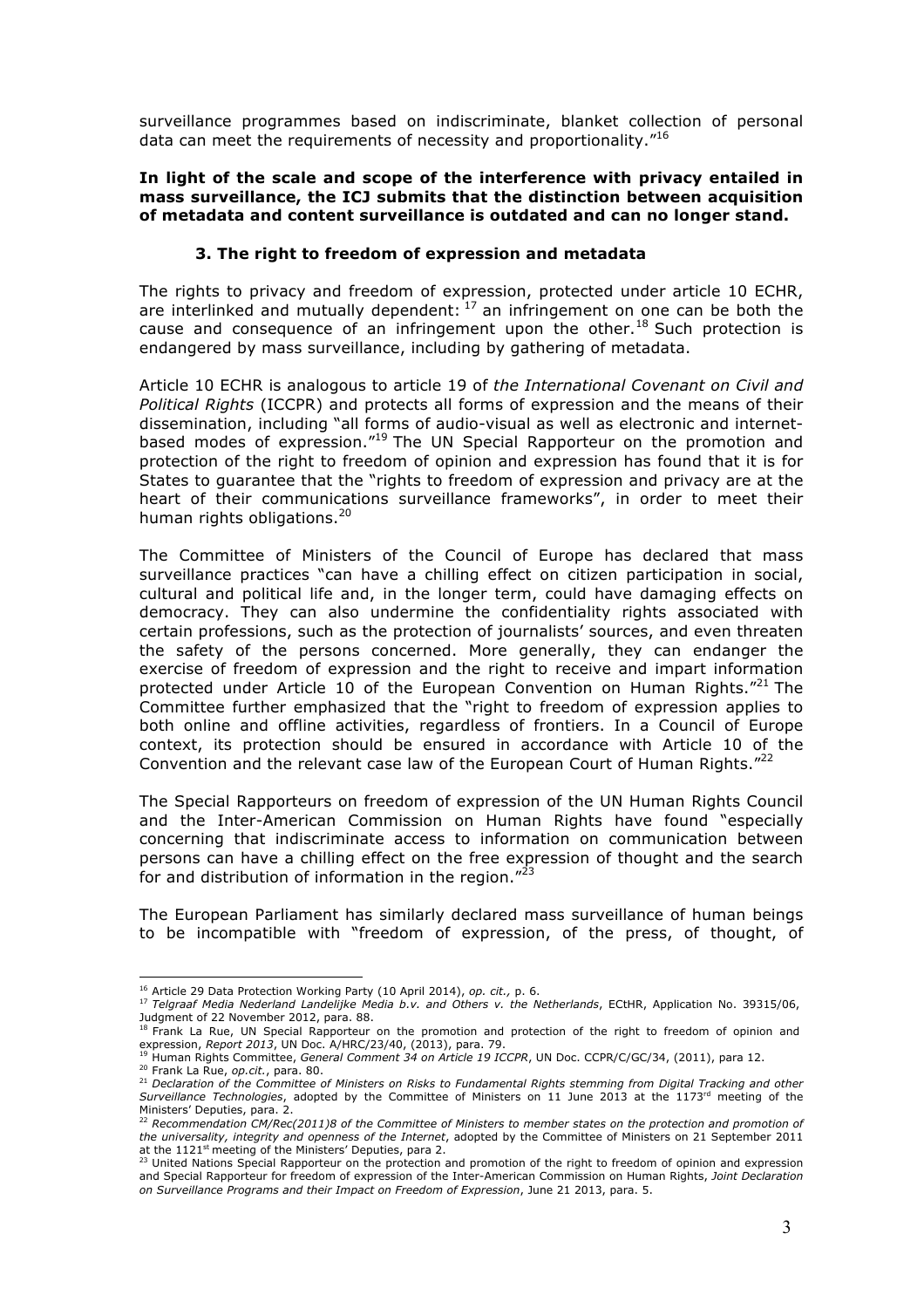surveillance programmes based on indiscriminate, blanket collection of personal data can meet the requirements of necessity and proportionality."[16]

**In light of the scale and scope of the interference with privacy entailed in mass surveillance, the ICJ submits that the distinction between acquisition of metadata and content surveillance is outdated and can no longer stand.**

### 3. The right to freedom of expression and metadata

The rights to privacy and freedom of expression, protected under article 10 ECHR, are interlinked and mutually dependent: [17] an infringement on one can be both the cause and consequence of an infringement upon the other.[18] Such protection is endangered by mass surveillance, including by gathering of metadata.

Article 10 ECHR is analogous to article 19 of *the International Covenant on Civil and Political Rights* (ICCPR) and protects all forms of expression and the means of their dissemination, including "all forms of audio-visual as well as electronic and internet-based modes of expression."[19] The UN Special Rapporteur on the promotion and protection of the right to freedom of opinion and expression has found that it is for States to guarantee that the "rights to freedom of expression and privacy are at the heart of their communications surveillance frameworks", in order to meet their human rights obligations.[20]

The Committee of Ministers of the Council of Europe has declared that mass surveillance practices "can have a chilling effect on citizen participation in social, cultural and political life and, in the longer term, could have damaging effects on democracy. They can also undermine the confidentiality rights associated with certain professions, such as the protection of journalists' sources, and even threaten the safety of the persons concerned. More generally, they can endanger the exercise of freedom of expression and the right to receive and impart information protected under Article 10 of the European Convention on Human Rights."[21] The Committee further emphasized that the "right to freedom of expression applies to both online and offline activities, regardless of frontiers. In a Council of Europe context, its protection should be ensured in accordance with Article 10 of the Convention and the relevant case law of the European Court of Human Rights."[22]

The Special Rapporteurs on freedom of expression of the UN Human Rights Council and the Inter-American Commission on Human Rights have found "especially concerning that indiscriminate access to information on communication between persons can have a chilling effect on the free expression of thought and the search for and distribution of information in the region."[23]

The European Parliament has similarly declared mass surveillance of human beings to be incompatible with "freedom of expression, of the press, of thought, of

---

[16] Article 29 Data Protection Working Party (10 April 2014), *op. cit.,* p. 6.

[17] *Telgraaf Media Nederland Landelijke Media b.v. and Others v. the Netherlands*, ECtHR, Application No. 39315/06, Judgment of 22 November 2012, para. 88.

[18] Frank La Rue, UN Special Rapporteur on the promotion and protection of the right to freedom of opinion and expression, *Report 2013*, UN Doc. A/HRC/23/40, (2013), para. 79.

[19] Human Rights Committee, *General Comment 34 on Article 19 ICCPR*, UN Doc. CCPR/C/GC/34, (2011), para 12.

[20] Frank La Rue, *op.cit.*, para. 80.

[21] *Declaration of the Committee of Ministers on Risks to Fundamental Rights stemming from Digital Tracking and other Surveillance Technologies*, adopted by the Committee of Ministers on 11 June 2013 at the 1173rd meeting of the Ministers' Deputies, para. 2.

[22] *Recommendation CM/Rec(2011)8 of the Committee of Ministers to member states on the protection and promotion of the universality, integrity and openness of the Internet*, adopted by the Committee of Ministers on 21 September 2011 at the 1121st meeting of the Ministers' Deputies, para 2.

[23] United Nations Special Rapporteur on the protection and promotion of the right to freedom of opinion and expression and Special Rapporteur for freedom of expression of the Inter-American Commission on Human Rights, *Joint Declaration on Surveillance Programs and their Impact on Freedom of Expression*, June 21 2013, para. 5.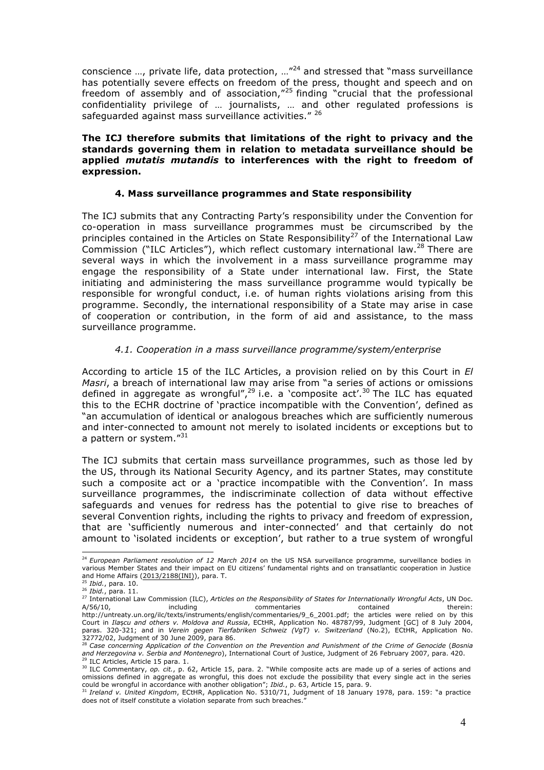conscience …, private life, data protection, …"[24] and stressed that "mass surveillance has potentially severe effects on freedom of the press, thought and speech and on freedom of assembly and of association,"[25] finding "crucial that the professional confidentiality privilege of … journalists, … and other regulated professions is safeguarded against mass surveillance activities." [26]

**The ICJ therefore submits that limitations of the right to privacy and the standards governing them in relation to metadata surveillance should be applied *mutatis mutandis* to interferences with the right to freedom of expression.**

### 4. Mass surveillance programmes and State responsibility

The ICJ submits that any Contracting Party's responsibility under the Convention for co-operation in mass surveillance programmes must be circumscribed by the principles contained in the Articles on State Responsibility[27] of the International Law Commission ("ILC Articles"), which reflect customary international law.[28] There are several ways in which the involvement in a mass surveillance programme may engage the responsibility of a State under international law. First, the State initiating and administering the mass surveillance programme would typically be responsible for wrongful conduct, i.e. of human rights violations arising from this programme. Secondly, the international responsibility of a State may arise in case of cooperation or contribution, in the form of aid and assistance, to the mass surveillance programme.

#### *4.1. Cooperation in a mass surveillance programme/system/enterprise*

According to article 15 of the ILC Articles, a provision relied on by this Court in *El Masri*, a breach of international law may arise from "a series of actions or omissions defined in aggregate as wrongful",[29] i.e. a 'composite act'.[30] The ILC has equated this to the ECHR doctrine of 'practice incompatible with the Convention', defined as "an accumulation of identical or analogous breaches which are sufficiently numerous and inter-connected to amount not merely to isolated incidents or exceptions but to a pattern or system."[31]

The ICJ submits that certain mass surveillance programmes, such as those led by the US, through its National Security Agency, and its partner States, may constitute such a composite act or a 'practice incompatible with the Convention'. In mass surveillance programmes, the indiscriminate collection of data without effective safeguards and venues for redress has the potential to give rise to breaches of several Convention rights, including the rights to privacy and freedom of expression, that are 'sufficiently numerous and inter-connected' and that certainly do not amount to 'isolated incidents or exception', but rather to a true system of wrongful

---

[24] *European Parliament resolution of 12 March 2014* on the US NSA surveillance programme, surveillance bodies in various Member States and their impact on EU citizens' fundamental rights and on transatlantic cooperation in Justice and Home Affairs (2013/2188(INI)), para. T.

[25] *Ibid.*, para. 10.

[26] *Ibid.*, para. 11.

[27] International Law Commission (ILC), *Articles on the Responsibility of States for Internationally Wrongful Acts*, UN Doc. A/56/10, including commentaries contained therein: http://untreaty.un.org/ilc/texts/instruments/english/commentaries/9_6_2001.pdf; the articles were relied on by this Court in *Ilaşcu and others v. Moldova and Russia*, ECtHR, Application No. 48787/99, Judgment [GC] of 8 July 2004, paras. 320-321; and in *Verein gegen Tierfabriken Schweiz (VgT) v. Switzerland* (No.2), ECtHR, Application No. 32772/02, Judgment of 30 June 2009, para 86.

[28] *Case concerning Application of the Convention on the Prevention and Punishment of the Crime of Genocide* (*Bosnia and Herzegovina v. Serbia and Montenegro*), International Court of Justice, Judgment of 26 February 2007, para. 420.

[29] ILC Articles, Article 15 para. 1.

[30] ILC Commentary, *op. cit.*, p. 62, Article 15, para. 2. "While composite acts are made up of a series of actions and omissions defined in aggregate as wrongful, this does not exclude the possibility that every single act in the series could be wrongful in accordance with another obligation"; *Ibid.*, p. 63, Article 15, para. 9.

[31] *Ireland v. United Kingdom*, ECtHR, Application No. 5310/71, Judgment of 18 January 1978, para. 159: "a practice does not of itself constitute a violation separate from such breaches."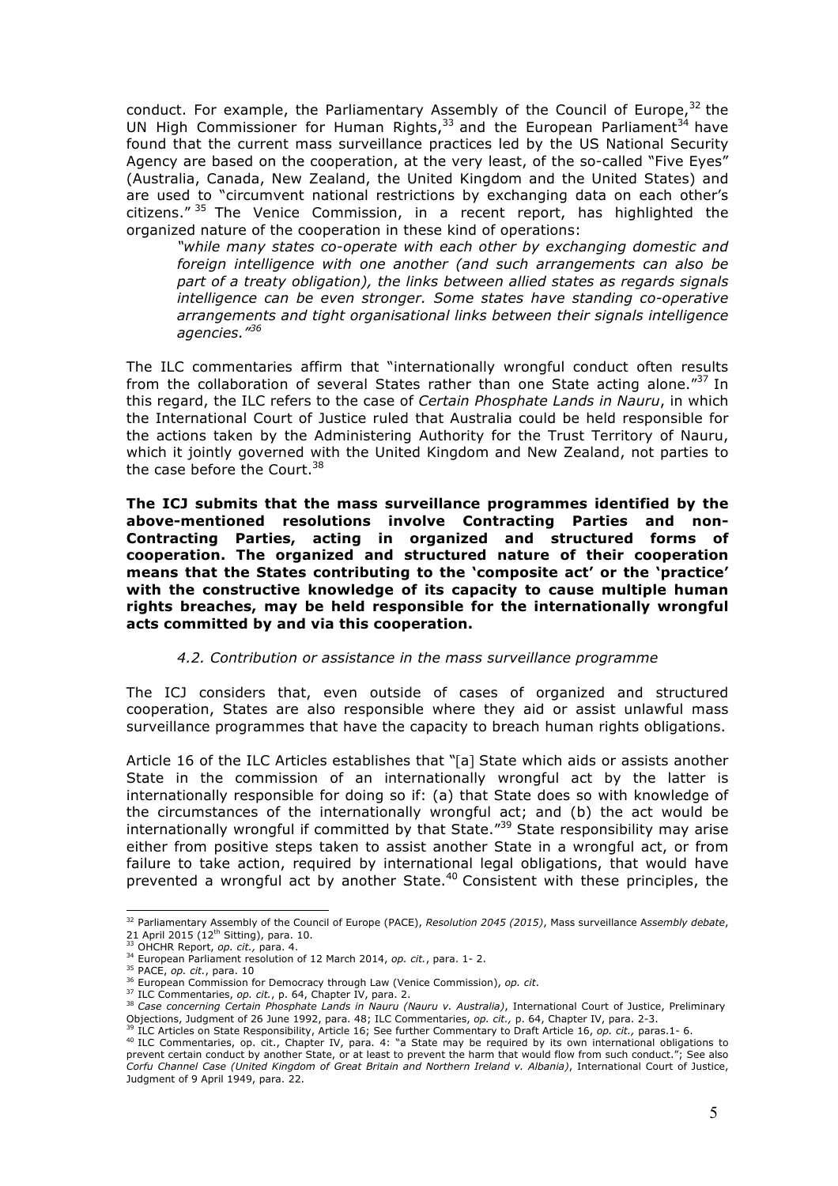conduct. For example, the Parliamentary Assembly of the Council of Europe,[32] the UN High Commissioner for Human Rights,[33] and the European Parliament[34] have found that the current mass surveillance practices led by the US National Security Agency are based on the cooperation, at the very least, of the so-called "Five Eyes" (Australia, Canada, New Zealand, the United Kingdom and the United States) and are used to "circumvent national restrictions by exchanging data on each other's citizens." [35] The Venice Commission, in a recent report, has highlighted the organized nature of the cooperation in these kind of operations:

> *"while many states co-operate with each other by exchanging domestic and foreign intelligence with one another (and such arrangements can also be part of a treaty obligation), the links between allied states as regards signals intelligence can be even stronger. Some states have standing co-operative arrangements and tight organisational links between their signals intelligence agencies."*[36]

The ILC commentaries affirm that "internationally wrongful conduct often results from the collaboration of several States rather than one State acting alone."[37] In this regard, the ILC refers to the case of *Certain Phosphate Lands in Nauru*, in which the International Court of Justice ruled that Australia could be held responsible for the actions taken by the Administering Authority for the Trust Territory of Nauru, which it jointly governed with the United Kingdom and New Zealand, not parties to the case before the Court.[38]

**The ICJ submits that the mass surveillance programmes identified by the above-mentioned resolutions involve Contracting Parties and non-Contracting Parties, acting in organized and structured forms of cooperation. The organized and structured nature of their cooperation means that the States contributing to the 'composite act' or the 'practice' with the constructive knowledge of its capacity to cause multiple human rights breaches, may be held responsible for the internationally wrongful acts committed by and via this cooperation.**

### *4.2. Contribution or assistance in the mass surveillance programme*

The ICJ considers that, even outside of cases of organized and structured cooperation, States are also responsible where they aid or assist unlawful mass surveillance programmes that have the capacity to breach human rights obligations.

Article 16 of the ILC Articles establishes that "[a] State which aids or assists another State in the commission of an internationally wrongful act by the latter is internationally responsible for doing so if: (a) that State does so with knowledge of the circumstances of the internationally wrongful act; and (b) the act would be internationally wrongful if committed by that State."[39] State responsibility may arise either from positive steps taken to assist another State in a wrongful act, or from failure to take action, required by international legal obligations, that would have prevented a wrongful act by another State.[40] Consistent with these principles, the

---

[32] Parliamentary Assembly of the Council of Europe (PACE), *Resolution 2045 (2015)*, Mass surveillance A*ssembly debate*, 21 April 2015 (12th Sitting), para. 10.

[33] OHCHR Report, *op. cit.,* para. 4.

[34] European Parliament resolution of 12 March 2014, *op. cit.*, para. 1- 2.

[35] PACE, *op. cit.*, para. 10

[36] European Commission for Democracy through Law (Venice Commission), *op. cit*.

[37] ILC Commentaries, *op. cit.*, p. 64, Chapter IV, para. 2.

[38] *Case concerning Certain Phosphate Lands in Nauru (Nauru v. Australia)*, International Court of Justice, Preliminary Objections, Judgment of 26 June 1992, para. 48; ILC Commentaries, *op. cit.,* p. 64, Chapter IV, para. 2-3.

[39] ILC Articles on State Responsibility, Article 16; See further Commentary to Draft Article 16, *op. cit.,* paras.1- 6.

[40] ILC Commentaries, op. cit., Chapter IV, para. 4: "a State may be required by its own international obligations to prevent certain conduct by another State, or at least to prevent the harm that would flow from such conduct."; See also *Corfu Channel Case (United Kingdom of Great Britain and Northern Ireland v. Albania)*, International Court of Justice, Judgment of 9 April 1949, para. 22.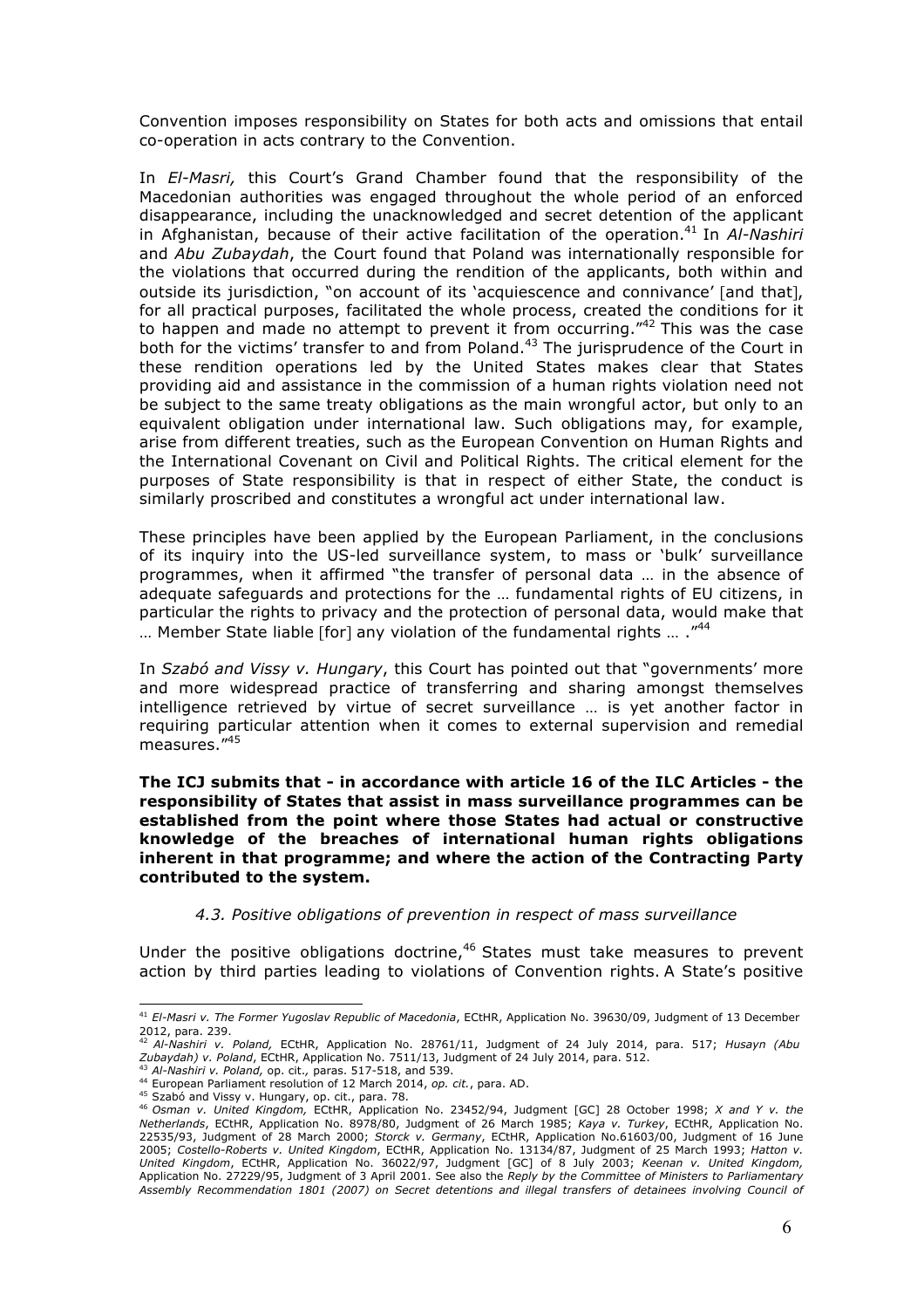Convention imposes responsibility on States for both acts and omissions that entail co-operation in acts contrary to the Convention.

In *El-Masri,* this Court's Grand Chamber found that the responsibility of the Macedonian authorities was engaged throughout the whole period of an enforced disappearance, including the unacknowledged and secret detention of the applicant in Afghanistan, because of their active facilitation of the operation.[41] In *Al-Nashiri* and *Abu Zubaydah*, the Court found that Poland was internationally responsible for the violations that occurred during the rendition of the applicants, both within and outside its jurisdiction, "on account of its 'acquiescence and connivance' [and that], for all practical purposes, facilitated the whole process, created the conditions for it to happen and made no attempt to prevent it from occurring."[42] This was the case both for the victims' transfer to and from Poland.[43] The jurisprudence of the Court in these rendition operations led by the United States makes clear that States providing aid and assistance in the commission of a human rights violation need not be subject to the same treaty obligations as the main wrongful actor, but only to an equivalent obligation under international law. Such obligations may, for example, arise from different treaties, such as the European Convention on Human Rights and the International Covenant on Civil and Political Rights. The critical element for the purposes of State responsibility is that in respect of either State, the conduct is similarly proscribed and constitutes a wrongful act under international law.

These principles have been applied by the European Parliament, in the conclusions of its inquiry into the US-led surveillance system, to mass or 'bulk' surveillance programmes, when it affirmed "the transfer of personal data … in the absence of adequate safeguards and protections for the … fundamental rights of EU citizens, in particular the rights to privacy and the protection of personal data, would make that … Member State liable [for] any violation of the fundamental rights … ."[44]

In *Szabó and Vissy v. Hungary*, this Court has pointed out that "governments' more and more widespread practice of transferring and sharing amongst themselves intelligence retrieved by virtue of secret surveillance … is yet another factor in requiring particular attention when it comes to external supervision and remedial measures."[45]

**The ICJ submits that - in accordance with article 16 of the ILC Articles - the responsibility of States that assist in mass surveillance programmes can be established from the point where those States had actual or constructive knowledge of the breaches of international human rights obligations inherent in that programme; and where the action of the Contracting Party contributed to the system.**

### *4.3. Positive obligations of prevention in respect of mass surveillance*

Under the positive obligations doctrine,[46] States must take measures to prevent action by third parties leading to violations of Convention rights. A State's positive

---

[41] *El-Masri v. The Former Yugoslav Republic of Macedonia*, ECtHR, Application No. 39630/09, Judgment of 13 December 2012, para. 239.

[42] *Al-Nashiri v. Poland,* ECtHR, Application No. 28761/11, Judgment of 24 July 2014, para. 517; *Husayn (Abu Zubaydah) v. Poland*, ECtHR, Application No. 7511/13, Judgment of 24 July 2014, para. 512.

[43] *Al-Nashiri v. Poland,* op. cit.*,* paras. 517-518, and 539.

[44] European Parliament resolution of 12 March 2014, *op. cit.*, para. AD.

[45] Szabó and Vissy v. Hungary, op. cit., para. 78.

[46] *Osman v. United Kingdom,* ECtHR, Application No. 23452/94, Judgment [GC] 28 October 1998; *X and Y v. the Netherlands*, ECtHR, Application No. 8978/80, Judgment of 26 March 1985; *Kaya v. Turkey*, ECtHR, Application No. 22535/93, Judgment of 28 March 2000; *Storck v. Germany*, ECtHR, Application No.61603/00, Judgment of 16 June 2005; *Costello-Roberts v. United Kingdom*, ECtHR, Application No. 13134/87, Judgment of 25 March 1993; *Hatton v. United Kingdom*, ECtHR, Application No. 36022/97, Judgment [GC] of 8 July 2003; *Keenan v. United Kingdom,* Application No. 27229/95, Judgment of 3 April 2001. See also the *Reply by the Committee of Ministers to Parliamentary Assembly Recommendation 1801 (2007) on Secret detentions and illegal transfers of detainees involving Council of*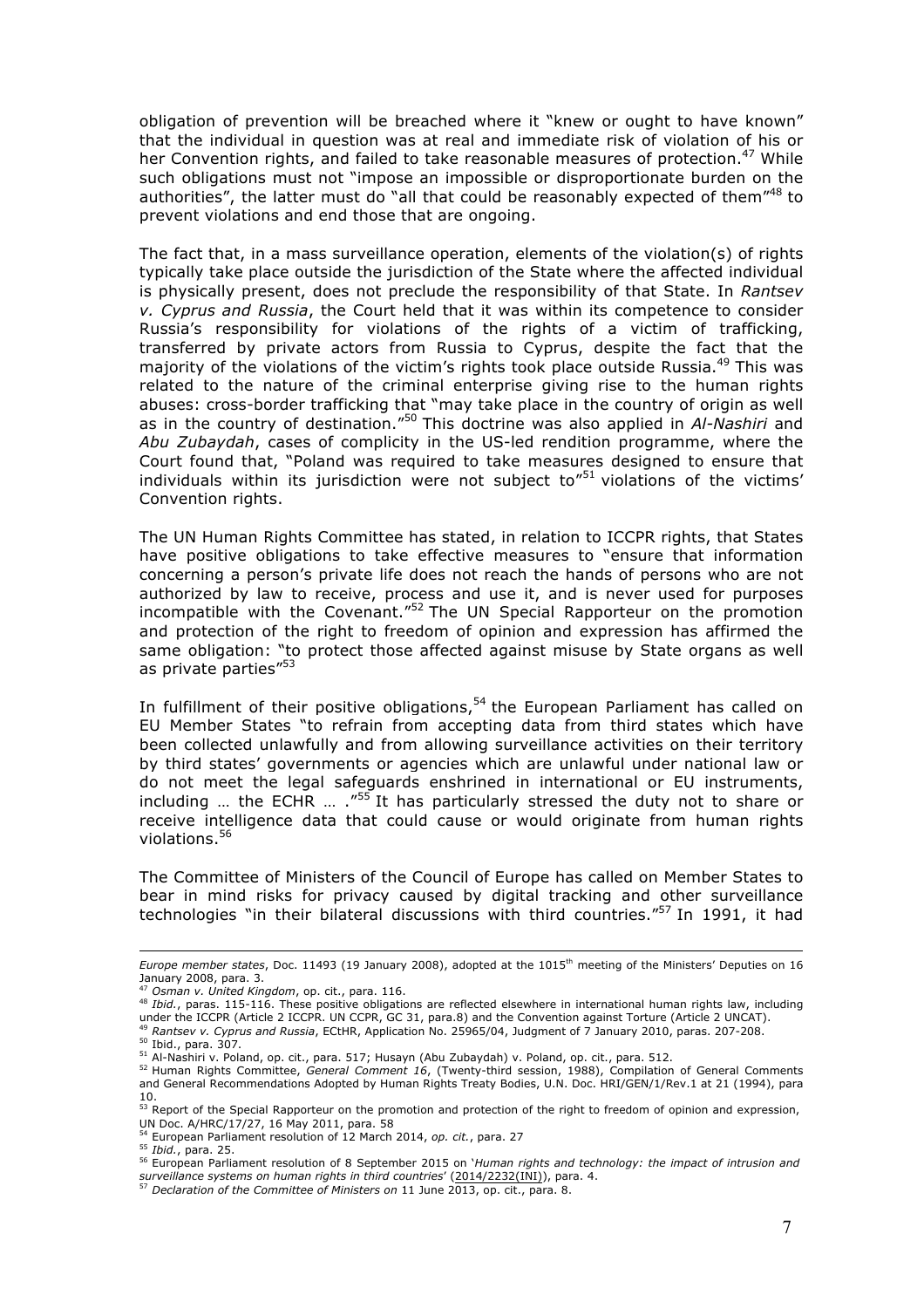obligation of prevention will be breached where it "knew or ought to have known" that the individual in question was at real and immediate risk of violation of his or her Convention rights, and failed to take reasonable measures of protection.[47] While such obligations must not "impose an impossible or disproportionate burden on the authorities", the latter must do "all that could be reasonably expected of them"[48] to prevent violations and end those that are ongoing.

The fact that, in a mass surveillance operation, elements of the violation(s) of rights typically take place outside the jurisdiction of the State where the affected individual is physically present, does not preclude the responsibility of that State. In *Rantsev v. Cyprus and Russia*, the Court held that it was within its competence to consider Russia's responsibility for violations of the rights of a victim of trafficking, transferred by private actors from Russia to Cyprus, despite the fact that the majority of the violations of the victim's rights took place outside Russia.[49] This was related to the nature of the criminal enterprise giving rise to the human rights abuses: cross-border trafficking that "may take place in the country of origin as well as in the country of destination."[50] This doctrine was also applied in *Al-Nashiri* and *Abu Zubaydah*, cases of complicity in the US-led rendition programme, where the Court found that, "Poland was required to take measures designed to ensure that individuals within its jurisdiction were not subject to"[51] violations of the victims' Convention rights.

The UN Human Rights Committee has stated, in relation to ICCPR rights, that States have positive obligations to take effective measures to "ensure that information concerning a person's private life does not reach the hands of persons who are not authorized by law to receive, process and use it, and is never used for purposes incompatible with the Covenant."[52] The UN Special Rapporteur on the promotion and protection of the right to freedom of opinion and expression has affirmed the same obligation: "to protect those affected against misuse by State organs as well as private parties"[53]

In fulfillment of their positive obligations,[54] the European Parliament has called on EU Member States "to refrain from accepting data from third states which have been collected unlawfully and from allowing surveillance activities on their territory by third states' governments or agencies which are unlawful under national law or do not meet the legal safeguards enshrined in international or EU instruments, including … the ECHR … ."[55] It has particularly stressed the duty not to share or receive intelligence data that could cause or would originate from human rights violations.[56]

The Committee of Ministers of the Council of Europe has called on Member States to bear in mind risks for privacy caused by digital tracking and other surveillance technologies "in their bilateral discussions with third countries."[57] In 1991, it had

---

*Europe member states*, Doc. 11493 (19 January 2008), adopted at the 1015th meeting of the Ministers' Deputies on 16 January 2008, para. 3.

[47] *Osman v. United Kingdom*, op. cit., para. 116.

[48] *Ibid.*, paras. 115-116. These positive obligations are reflected elsewhere in international human rights law, including under the ICCPR (Article 2 ICCPR. UN CCPR, GC 31, para.8) and the Convention against Torture (Article 2 UNCAT).

[49] *Rantsev v. Cyprus and Russia*, ECtHR, Application No. 25965/04, Judgment of 7 January 2010, paras. 207-208.

[50] Ibid., para. 307.

[51] Al-Nashiri v. Poland, op. cit., para. 517; Husayn (Abu Zubaydah) v. Poland, op. cit., para. 512.

[52] Human Rights Committee, *General Comment 16*, (Twenty-third session, 1988), Compilation of General Comments and General Recommendations Adopted by Human Rights Treaty Bodies, U.N. Doc. HRI/GEN/1/Rev.1 at 21 (1994), para 10.

[53] Report of the Special Rapporteur on the promotion and protection of the right to freedom of opinion and expression, UN Doc. A/HRC/17/27, 16 May 2011, para. 58

[54] European Parliament resolution of 12 March 2014, *op. cit.*, para. 27

[55] *Ibid.*, para. 25.

[56] European Parliament resolution of 8 September 2015 on '*Human rights and technology: the impact of intrusion and surveillance systems on human rights in third countries*' (2014/2232(INI)), para. 4.

[57] *Declaration of the Committee of Ministers on* 11 June 2013, op. cit., para. 8.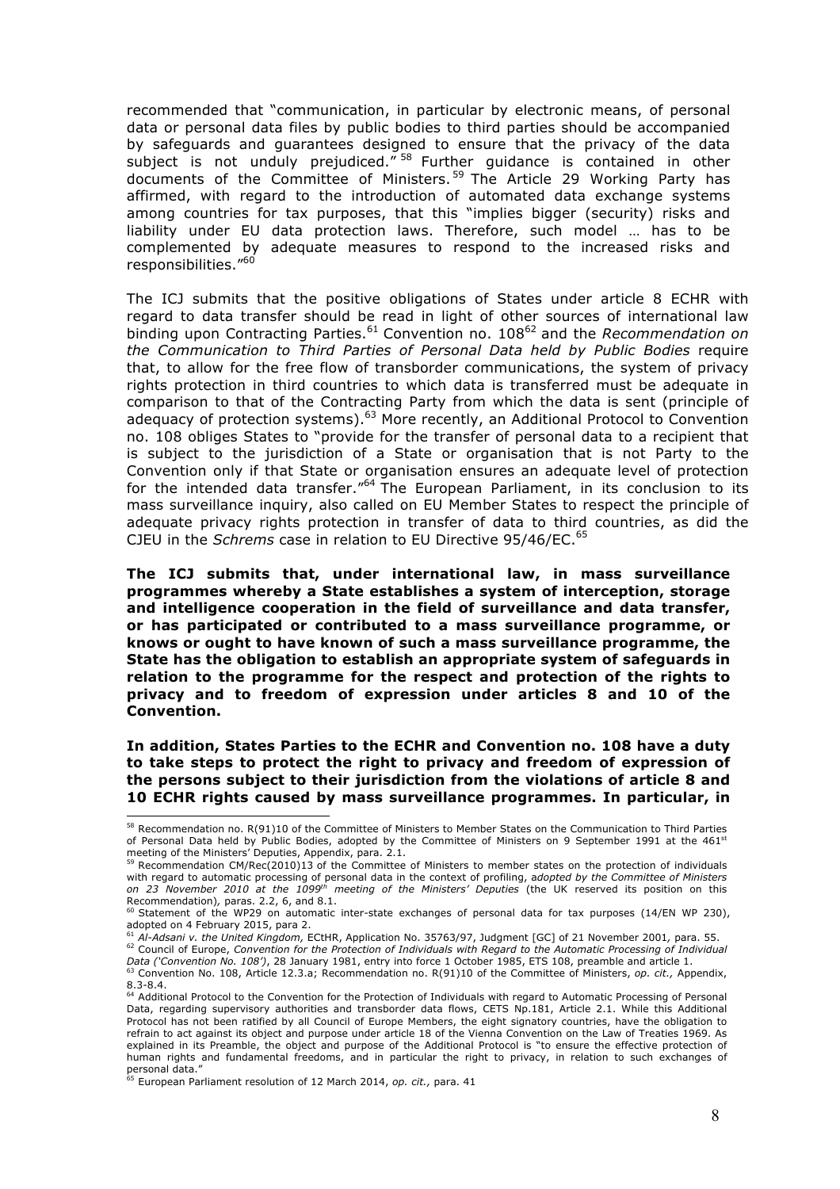recommended that "communication, in particular by electronic means, of personal data or personal data files by public bodies to third parties should be accompanied by safeguards and guarantees designed to ensure that the privacy of the data subject is not unduly prejudiced." [58] Further guidance is contained in other documents of the Committee of Ministers. [59] The Article 29 Working Party has affirmed, with regard to the introduction of automated data exchange systems among countries for tax purposes, that this "implies bigger (security) risks and liability under EU data protection laws. Therefore, such model … has to be complemented by adequate measures to respond to the increased risks and responsibilities."[60]

The ICJ submits that the positive obligations of States under article 8 ECHR with regard to data transfer should be read in light of other sources of international law binding upon Contracting Parties.[61] Convention no. 108[62] and the *Recommendation on the Communication to Third Parties of Personal Data held by Public Bodies* require that, to allow for the free flow of transborder communications, the system of privacy rights protection in third countries to which data is transferred must be adequate in comparison to that of the Contracting Party from which the data is sent (principle of adequacy of protection systems).[63] More recently, an Additional Protocol to Convention no. 108 obliges States to "provide for the transfer of personal data to a recipient that is subject to the jurisdiction of a State or organisation that is not Party to the Convention only if that State or organisation ensures an adequate level of protection for the intended data transfer."[64] The European Parliament, in its conclusion to its mass surveillance inquiry, also called on EU Member States to respect the principle of adequate privacy rights protection in transfer of data to third countries, as did the CJEU in the *Schrems* case in relation to EU Directive 95/46/EC.[65]

**The ICJ submits that, under international law, in mass surveillance programmes whereby a State establishes a system of interception, storage and intelligence cooperation in the field of surveillance and data transfer, or has participated or contributed to a mass surveillance programme, or knows or ought to have known of such a mass surveillance programme, the State has the obligation to establish an appropriate system of safeguards in relation to the programme for the respect and protection of the rights to privacy and to freedom of expression under articles 8 and 10 of the Convention.**

**In addition, States Parties to the ECHR and Convention no. 108 have a duty to take steps to protect the right to privacy and freedom of expression of the persons subject to their jurisdiction from the violations of article 8 and 10 ECHR rights caused by mass surveillance programmes. In particular, in**

---

[58] Recommendation no. R(91)10 of the Committee of Ministers to Member States on the Communication to Third Parties of Personal Data held by Public Bodies, adopted by the Committee of Ministers on 9 September 1991 at the 461st meeting of the Ministers' Deputies, Appendix, para. 2.1.

[59] Recommendation CM/Rec(2010)13 of the Committee of Ministers to member states on the protection of individuals with regard to automatic processing of personal data in the context of profiling, *adopted by the Committee of Ministers on 23 November 2010 at the 1099th meeting of the Ministers' Deputies* (the UK reserved its position on this Recommendation), paras. 2.2, 6, and 8.1.

[60] Statement of the WP29 on automatic inter-state exchanges of personal data for tax purposes (14/EN WP 230), adopted on 4 February 2015, para 2.

[61] *Al-Adsani v. the United Kingdom,* ECtHR, Application No. 35763/97, Judgment [GC] of 21 November 2001, para. 55.

[62] Council of Europe, *Convention for the Protection of Individuals with Regard to the Automatic Processing of Individual Data ('Convention No. 108')*, 28 January 1981, entry into force 1 October 1985, ETS 108, preamble and article 1.

[63] Convention No. 108, Article 12.3.a; Recommendation no. R(91)10 of the Committee of Ministers, *op. cit.,* Appendix, 8.3-8.4.

[64] Additional Protocol to the Convention for the Protection of Individuals with regard to Automatic Processing of Personal Data, regarding supervisory authorities and transborder data flows, CETS Np.181, Article 2.1. While this Additional Protocol has not been ratified by all Council of Europe Members, the eight signatory countries, have the obligation to refrain to act against its object and purpose under article 18 of the Vienna Convention on the Law of Treaties 1969. As explained in its Preamble, the object and purpose of the Additional Protocol is "to ensure the effective protection of human rights and fundamental freedoms, and in particular the right to privacy, in relation to such exchanges of personal data."

[65] European Parliament resolution of 12 March 2014, *op. cit.,* para. 41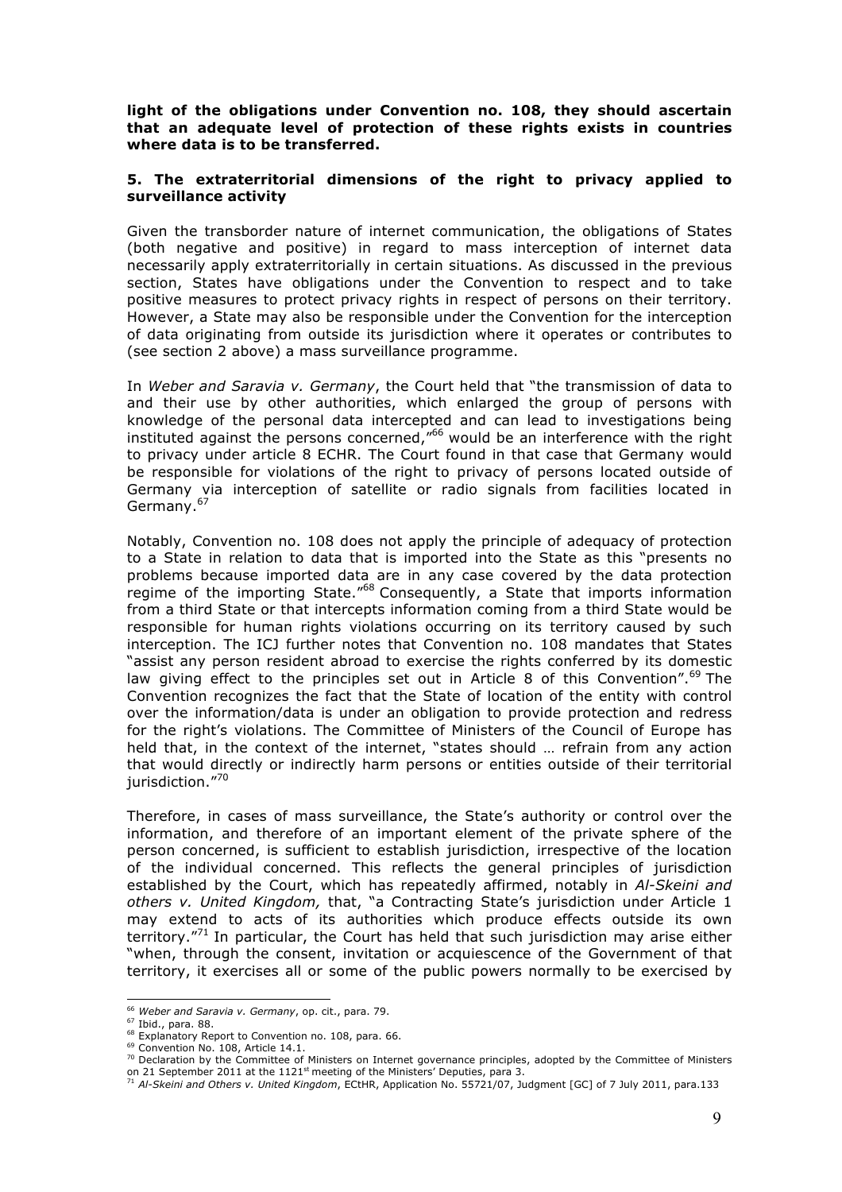**light of the obligations under Convention no. 108, they should ascertain that an adequate level of protection of these rights exists in countries where data is to be transferred.**

### 5. The extraterritorial dimensions of the right to privacy applied to surveillance activity

Given the transborder nature of internet communication, the obligations of States (both negative and positive) in regard to mass interception of internet data necessarily apply extraterritorially in certain situations. As discussed in the previous section, States have obligations under the Convention to respect and to take positive measures to protect privacy rights in respect of persons on their territory. However, a State may also be responsible under the Convention for the interception of data originating from outside its jurisdiction where it operates or contributes to (see section 2 above) a mass surveillance programme.

In *Weber and Saravia v. Germany*, the Court held that "the transmission of data to and their use by other authorities, which enlarged the group of persons with knowledge of the personal data intercepted and can lead to investigations being instituted against the persons concerned,"[66] would be an interference with the right to privacy under article 8 ECHR. The Court found in that case that Germany would be responsible for violations of the right to privacy of persons located outside of Germany via interception of satellite or radio signals from facilities located in Germany.[67]

Notably, Convention no. 108 does not apply the principle of adequacy of protection to a State in relation to data that is imported into the State as this "presents no problems because imported data are in any case covered by the data protection regime of the importing State."[68] Consequently, a State that imports information from a third State or that intercepts information coming from a third State would be responsible for human rights violations occurring on its territory caused by such interception. The ICJ further notes that Convention no. 108 mandates that States "assist any person resident abroad to exercise the rights conferred by its domestic law giving effect to the principles set out in Article 8 of this Convention".[69] The Convention recognizes the fact that the State of location of the entity with control over the information/data is under an obligation to provide protection and redress for the right's violations. The Committee of Ministers of the Council of Europe has held that, in the context of the internet, "states should … refrain from any action that would directly or indirectly harm persons or entities outside of their territorial jurisdiction."[70]

Therefore, in cases of mass surveillance, the State's authority or control over the information, and therefore of an important element of the private sphere of the person concerned, is sufficient to establish jurisdiction, irrespective of the location of the individual concerned. This reflects the general principles of jurisdiction established by the Court, which has repeatedly affirmed, notably in *Al-Skeini and others v. United Kingdom,* that, "a Contracting State's jurisdiction under Article 1 may extend to acts of its authorities which produce effects outside its own territory."[71] In particular, the Court has held that such jurisdiction may arise either "when, through the consent, invitation or acquiescence of the Government of that territory, it exercises all or some of the public powers normally to be exercised by

---

[66] *Weber and Saravia v. Germany*, op. cit., para. 79.

[67] Ibid., para. 88.

[68] Explanatory Report to Convention no. 108, para. 66.

[69] Convention No. 108, Article 14.1.

[70] Declaration by the Committee of Ministers on Internet governance principles, adopted by the Committee of Ministers on 21 September 2011 at the 1121st meeting of the Ministers' Deputies, para 3.

[71] *Al-Skeini and Others v. United Kingdom*, ECtHR, Application No. 55721/07, Judgment [GC] of 7 July 2011, para.133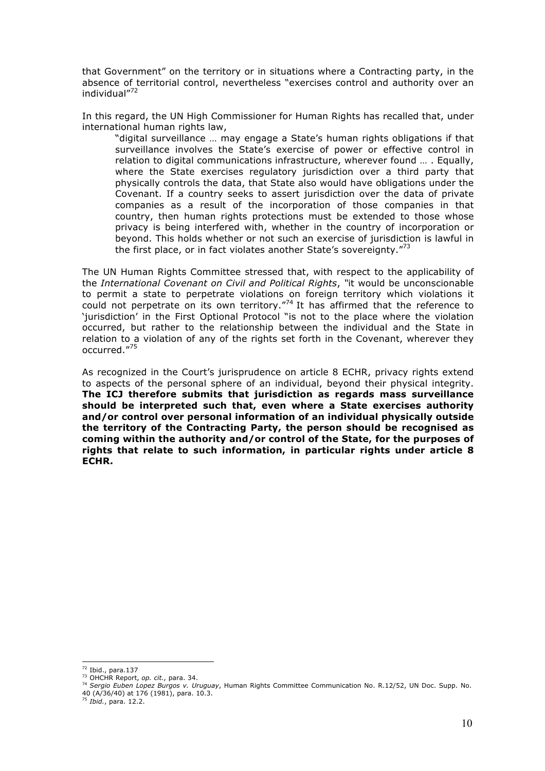that Government" on the territory or in situations where a Contracting party, in the absence of territorial control, nevertheless "exercises control and authority over an individual"[72]

In this regard, the UN High Commissioner for Human Rights has recalled that, under international human rights law,

> "digital surveillance … may engage a State's human rights obligations if that surveillance involves the State's exercise of power or effective control in relation to digital communications infrastructure, wherever found … . Equally, where the State exercises regulatory jurisdiction over a third party that physically controls the data, that State also would have obligations under the Covenant. If a country seeks to assert jurisdiction over the data of private companies as a result of the incorporation of those companies in that country, then human rights protections must be extended to those whose privacy is being interfered with, whether in the country of incorporation or beyond. This holds whether or not such an exercise of jurisdiction is lawful in the first place, or in fact violates another State's sovereignty."[73]

The UN Human Rights Committee stressed that, with respect to the applicability of the *International Covenant on Civil and Political Rights*, "it would be unconscionable to permit a state to perpetrate violations on foreign territory which violations it could not perpetrate on its own territory."[74] It has affirmed that the reference to 'jurisdiction' in the First Optional Protocol "is not to the place where the violation occurred, but rather to the relationship between the individual and the State in relation to a violation of any of the rights set forth in the Covenant, wherever they occurred."[75]

As recognized in the Court's jurisprudence on article 8 ECHR, privacy rights extend to aspects of the personal sphere of an individual, beyond their physical integrity. **The ICJ therefore submits that jurisdiction as regards mass surveillance should be interpreted such that, even where a State exercises authority and/or control over personal information of an individual physically outside the territory of the Contracting Party, the person should be recognised as coming within the authority and/or control of the State, for the purposes of rights that relate to such information, in particular rights under article 8 ECHR.**

---

[72] Ibid., para.137

[73] OHCHR Report, *op. cit.*, para. 34.

[74] *Sergio Euben Lopez Burgos v. Uruguay*, Human Rights Committee Communication No. R.12/52, UN Doc. Supp. No. 40 (A/36/40) at 176 (1981), para. 10.3.

[75] *Ibid.*, para. 12.2.